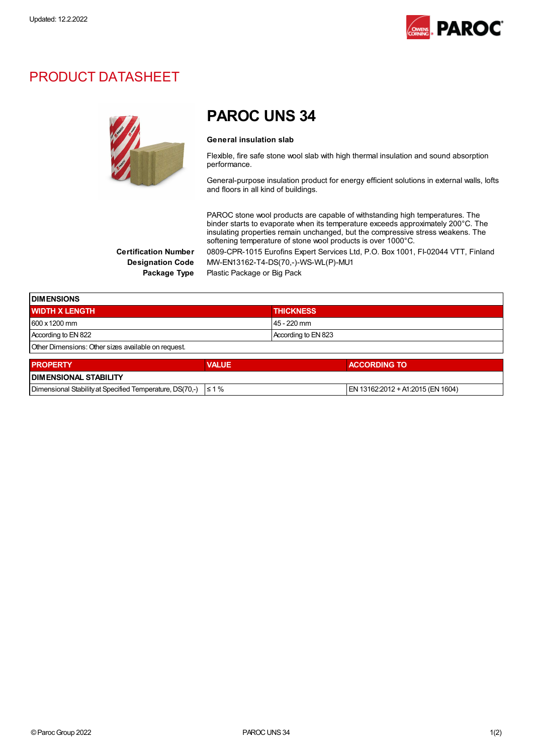Updated: 12.2.2022

# PRODUCT DATASHEET

## PAROC UNS 34

**General insulation slab**

Flexible, fire safe stone wool slab with high thermal insulation and sound absorption performance.

General-purpose insulation product for energy efficient solutions in external walls, lofts and floors in all kind of buildings.

PAROC stone wool products are capable of withstanding high temperatures. The binder starts to evaporate when its temperature exceeds approximately 200°C. The insulating properties remain unchanged, but the compressive stress weakens. The softening temperature of stone wool products is over 1000°C.

**Certification Number** 0809-CPR-1015 Eurofins Expert Services Ltd, P.O. Box 1001, FI-02044 VTT, Finland

**Designation Code** MW-EN13162-T4-DS(70,-)-WS-WL(P)-MU1

**Package Type** Plastic Package or Big Pack

| DIMENSIONS | |
|---|---|
| **WIDTH X LENGTH** | **THICKNESS** |
| 600 x 1200 mm | 45 - 220 mm |
| According to EN 822 | According to EN 823 |
| Other Dimensions: Other sizes available on request. | |

| PROPERTY | VALUE | ACCORDING TO |
|---|---|---|
| **DIMENSIONAL STABILITY** | | |
| Dimensional Stability at Specified Temperature, DS(70,-) | ≤ 1 % | EN 13162:2012 + A1:2015 (EN 1604) |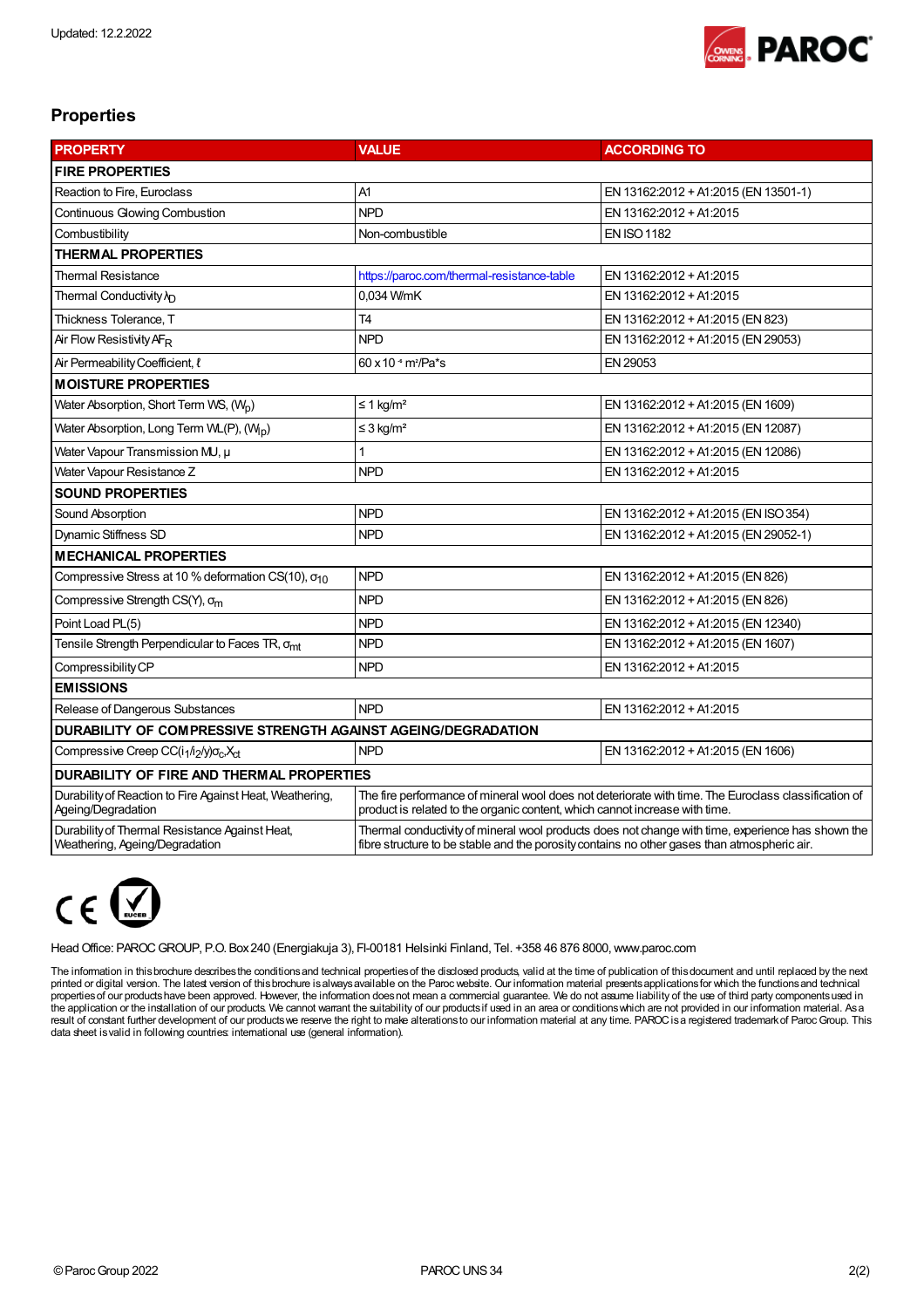Updated: 12.2.2022

## Properties

| PROPERTY | VALUE | ACCORDING TO |
|---|---|---|
| **FIRE PROPERTIES** | | |
| Reaction to Fire, Euroclass | A1 | EN 13162:2012 + A1:2015 (EN 13501-1) |
| Continuous Glowing Combustion | NPD | EN 13162:2012 + A1:2015 |
| Combustibility | Non-combustible | EN ISO 1182 |
| **THERMAL PROPERTIES** | | |
| Thermal Resistance | https://paroc.com/thermal-resistance-table | EN 13162:2012 + A1:2015 |
| Thermal Conductivity $\lambda_D$ | 0,034 W/mK | EN 13162:2012 + A1:2015 |
| Thickness Tolerance, T | T4 | EN 13162:2012 + A1:2015 (EN 823) |
| Air Flow Resistivity $AF_R$ | NPD | EN 13162:2012 + A1:2015 (EN 29053) |
| Air Permeability Coefficient, ℓ | 60 x $10^{-6}$ m²/Pa*s | EN 29053 |
| **MOISTURE PROPERTIES** | | |
| Water Absorption, Short Term WS, ($W_p$) | ≤ 1 kg/m² | EN 13162:2012 + A1:2015 (EN 1609) |
| Water Absorption, Long Term WL(P), ($W_{lp}$) | ≤ 3 kg/m² | EN 13162:2012 + A1:2015 (EN 12087) |
| Water Vapour Transmission MU, μ | 1 | EN 13162:2012 + A1:2015 (EN 12086) |
| Water Vapour Resistance Z | NPD | EN 13162:2012 + A1:2015 |
| **SOUND PROPERTIES** | | |
| Sound Absorption | NPD | EN 13162:2012 + A1:2015 (EN ISO 354) |
| Dynamic Stiffness SD | NPD | EN 13162:2012 + A1:2015 (EN 29052-1) |
| **MECHANICAL PROPERTIES** | | |
| Compressive Stress at 10 % deformation CS(10), $\sigma_{10}$ | NPD | EN 13162:2012 + A1:2015 (EN 826) |
| Compressive Strength CS(Y), $\sigma_m$ | NPD | EN 13162:2012 + A1:2015 (EN 826) |
| Point Load PL(5) | NPD | EN 13162:2012 + A1:2015 (EN 12340) |
| Tensile Strength Perpendicular to Faces TR, $\sigma_{mt}$ | NPD | EN 13162:2012 + A1:2015 (EN 1607) |
| Compressibility CP | NPD | EN 13162:2012 + A1:2015 |
| **EMISSIONS** | | |
| Release of Dangerous Substances | NPD | EN 13162:2012 + A1:2015 |
| **DURABILITY OF COMPRESSIVE STRENGTH AGAINST AGEING/DEGRADATION** | | |
| Compressive Creep $CC(i_1/i_2/y)\sigma_c X_{ct}$ | NPD | EN 13162:2012 + A1:2015 (EN 1606) |
| **DURABILITY OF FIRE AND THERMAL PROPERTIES** | | |
| Durability of Reaction to Fire Against Heat, Weathering, Ageing/Degradation | The fire performance of mineral wool does not deteriorate with time. The Euroclass classification of product is related to the organic content, which cannot increase with time. | |
| Durability of Thermal Resistance Against Heat, Weathering, Ageing/Degradation | Thermal conductivity of mineral wool products does not change with time, experience has shown the fibre structure to be stable and the porosity contains no other gases than atmospheric air. | |

Head Office: PAROC GROUP, P.O. Box 240 (Energiakuja 3), FI-00181 Helsinki Finland, Tel. +358 46 876 8000, www.paroc.com

The information in this brochure describes the conditions and technical properties of the disclosed products, valid at the time of publication of this document and until replaced by the next printed or digital version. The latest version of this brochure is always available on the Paroc website. Our information material presents applications for which the functions and technical properties of our products have been approved. However, the information does not mean a commercial guarantee. We do not assume liability of the use of third party components used in the application or the installation of our products. We cannot warrant the suitability of our products if used in an area or conditions which are not provided in our information material. As a result of constant further development of our products we reserve the right to make alterations to our information material at any time. PAROC is a registered trademark of Paroc Group. This data sheet is valid in following countries: international use (general information).

© Paroc Group 2022 PAROC UNS 34